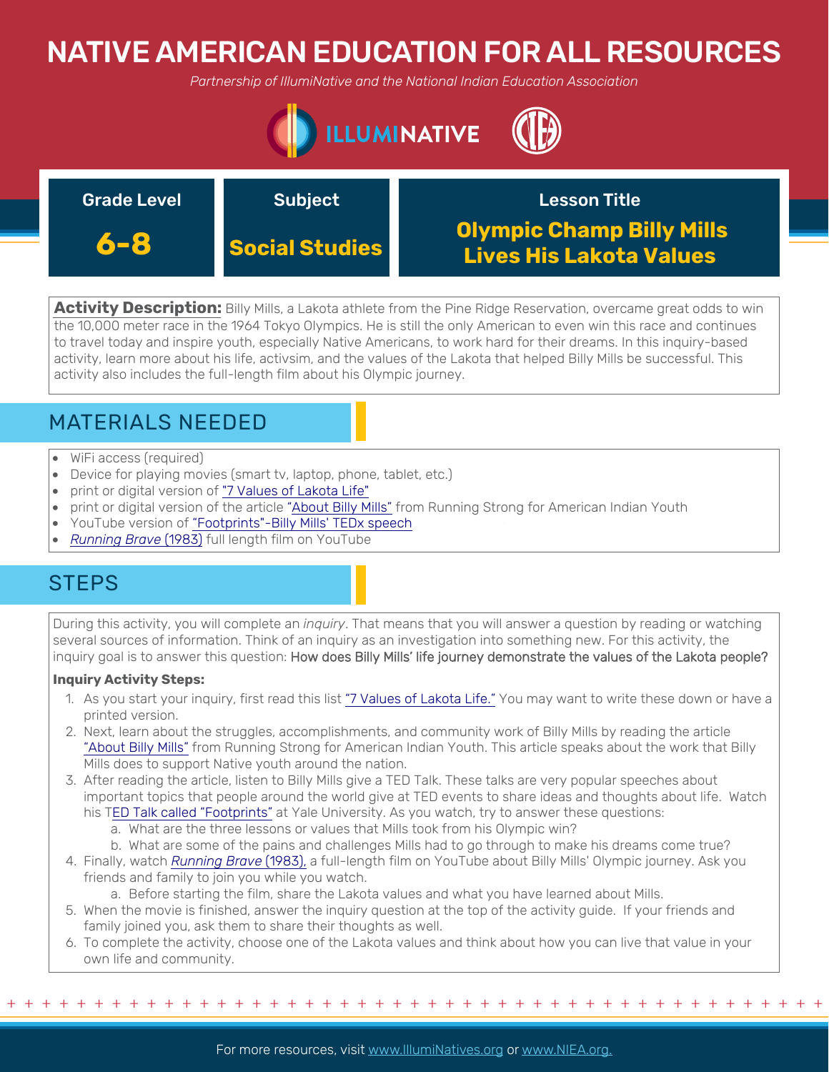# NATIVE AMERICAN EDUCATION FOR ALL RESOURCES

*Partnership of IllumiNative and the National Indian Education Association*

| Grade Level | Subject | Lesson Title |
| --- | --- | --- |
| **6-8** | **Social Studies** | **Olympic Champ Billy Mills Lives His Lakota Values** |

**Activity Description:** Billy Mills, a Lakota athlete from the Pine Ridge Reservation, overcame great odds to win the 10,000 meter race in the 1964 Tokyo Olympics. He is still the only American to even win this race and continues to travel today and inspire youth, especially Native Americans, to work hard for their dreams. In this inquiry-based activity, learn more about his life, activsim, and the values of the Lakota that helped Billy Mills be successful. This activity also includes the full-length film about his Olympic journey.

## MATERIALS NEEDED

- WiFi access (required)
- Device for playing movies (smart tv, laptop, phone, tablet, etc.)
- print or digital version of "7 Values of Lakota Life"
- print or digital version of the article "About Billy Mills" from Running Strong for American Indian Youth
- YouTube version of "Footprints"-Billy Mills' TEDx speech
- *Running Brave* (1983) full length film on YouTube

## STEPS

During this activity, you will complete an *inquiry*. That means that you will answer a question by reading or watching several sources of information. Think of an inquiry as an investigation into something new. For this activity, the inquiry goal is to answer this question: How does Billy Mills' life journey demonstrate the values of the Lakota people?

**Inquiry Activity Steps:**

1. As you start your inquiry, first read this list "7 Values of Lakota Life." You may want to write these down or have a printed version.
2. Next, learn about the struggles, accomplishments, and community work of Billy Mills by reading the article "About Billy Mills" from Running Strong for American Indian Youth. This article speaks about the work that Billy Mills does to support Native youth around the nation.
3. After reading the article, listen to Billy Mills give a TED Talk. These talks are very popular speeches about important topics that people around the world give at TED events to share ideas and thoughts about life. Watch his TED Talk called "Footprints" at Yale University. As you watch, try to answer these questions:
   a. What are the three lessons or values that Mills took from his Olympic win?
   b. What are some of the pains and challenges Mills had to go through to make his dreams come true?
4. Finally, watch *Running Brave* (1983), a full-length film on YouTube about Billy Mills' Olympic journey. Ask you friends and family to join you while you watch.
   a. Before starting the film, share the Lakota values and what you have learned about Mills.
5. When the movie is finished, answer the inquiry question at the top of the activity guide. If your friends and family joined you, ask them to share their thoughts as well.
6. To complete the activity, choose one of the Lakota values and think about how you can live that value in your own life and community.

For more resources, visit www.IllumiNatives.org or www.NIEA.org.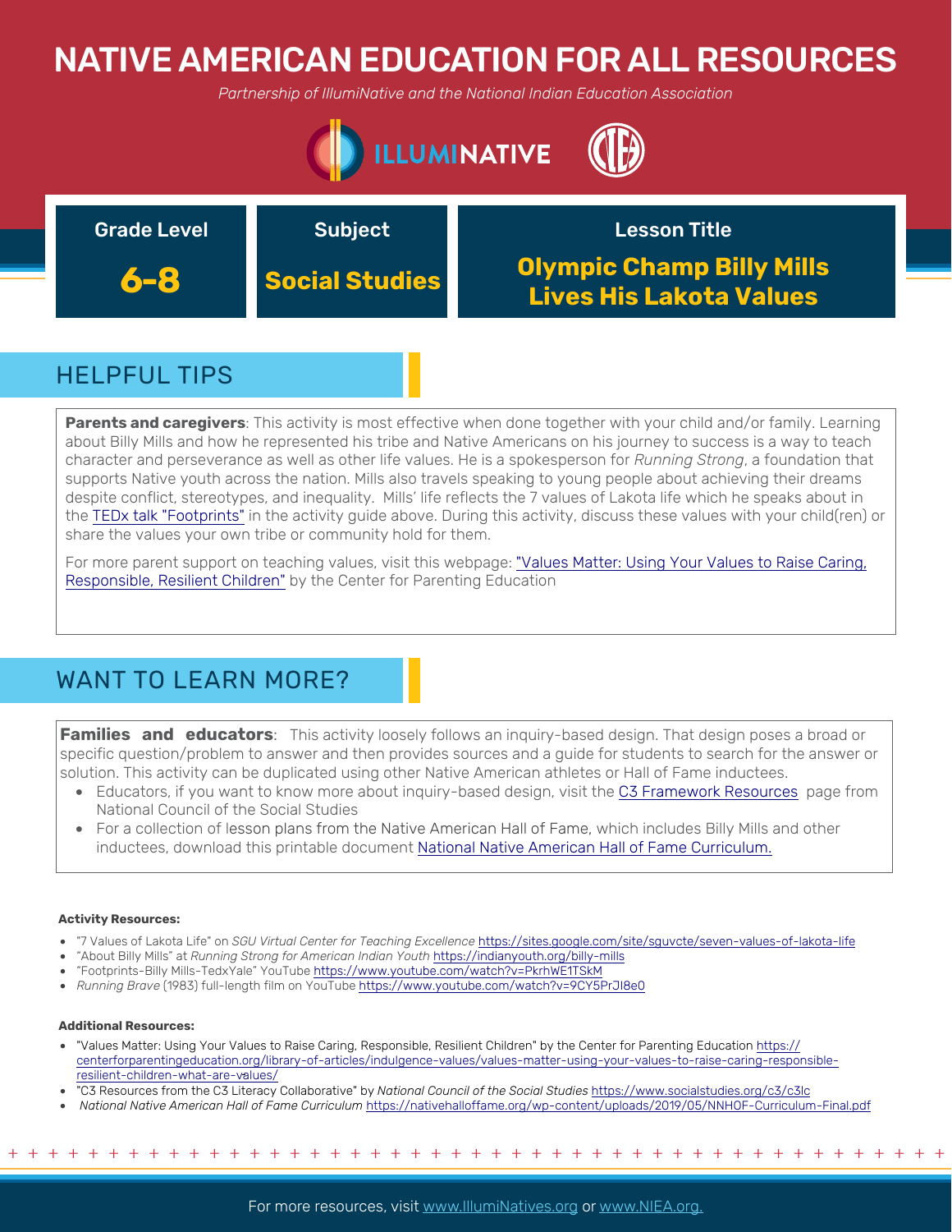# NATIVE AMERICAN EDUCATION FOR ALL RESOURCES

*Partnership of IllumiNative and the National Indian Education Association*

| Grade Level | Subject | Lesson Title |
|---|---|---|
| **6-8** | **Social Studies** | **Olympic Champ Billy Mills Lives His Lakota Values** |

## HELPFUL TIPS

**Parents and caregivers**: This activity is most effective when done together with your child and/or family. Learning about Billy Mills and how he represented his tribe and Native Americans on his journey to success is a way to teach character and perseverance as well as other life values. He is a spokesperson for *Running Strong*, a foundation that supports Native youth across the nation. Mills also travels speaking to young people about achieving their dreams despite conflict, stereotypes, and inequality. Mills' life reflects the 7 values of Lakota life which he speaks about in the TEDx talk "Footprints" in the activity guide above. During this activity, discuss these values with your child(ren) or share the values your own tribe or community hold for them.

For more parent support on teaching values, visit this webpage: "Values Matter: Using Your Values to Raise Caring, Responsible, Resilient Children" by the Center for Parenting Education

## WANT TO LEARN MORE?

**Families and educators**: This activity loosely follows an inquiry-based design. That design poses a broad or specific question/problem to answer and then provides sources and a guide for students to search for the answer or solution. This activity can be duplicated using other Native American athletes or Hall of Fame inductees.

- Educators, if you want to know more about inquiry-based design, visit the C3 Framework Resources page from National Council of the Social Studies
- For a collection of lesson plans from the Native American Hall of Fame, which includes Billy Mills and other inductees, download this printable document National Native American Hall of Fame Curriculum.

**Activity Resources:**

- "7 Values of Lakota Life" on *SGU Virtual Center for Teaching Excellence* https://sites.google.com/site/sguvcte/seven-values-of-lakota-life
- "About Billy Mills" at *Running Strong for American Indian Youth* https://indianyouth.org/billy-mills
- "Footprints-Billy Mills-TedxYale" YouTube https://www.youtube.com/watch?v=PkrhWE1TSkM
- *Running Brave* (1983) full-length film on YouTube https://www.youtube.com/watch?v=9CY5PrJI8e0

**Additional Resources:**

- "Values Matter: Using Your Values to Raise Caring, Responsible, Resilient Children" by the Center for Parenting Education https://centerforparentingeducation.org/library-of-articles/indulgence-values/values-matter-using-your-values-to-raise-caring-responsible-resilient-children-what-are-values/
- "C3 Resources from the C3 Literacy Collaborative" by *National Council of the Social Studies* https://www.socialstudies.org/c3/c3lc
- *National Native American Hall of Fame Curriculum* https://nativehalloffame.org/wp-content/uploads/2019/05/NNHOF-Curriculum-Final.pdf

For more resources, visit www.IllumiNatives.org or www.NIEA.org.